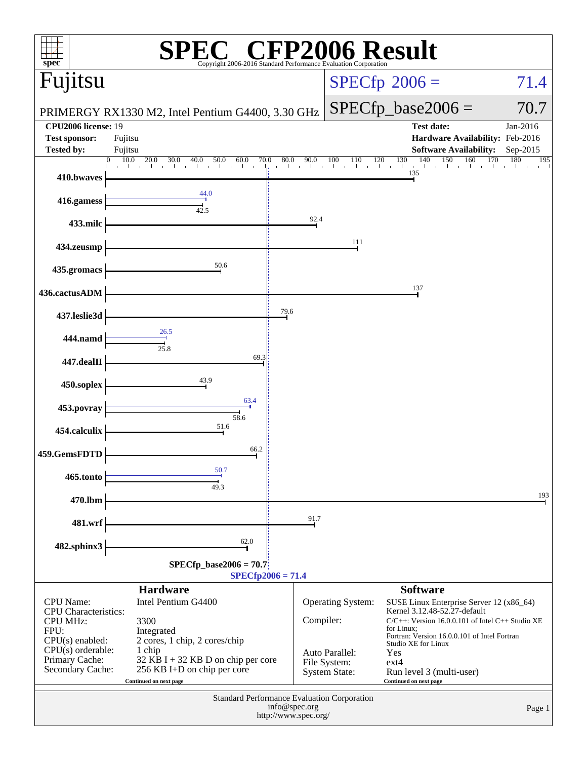# SPEC® CFP2006 Result

Copyright 2006-2016 Standard Performance Evaluation Corporation

## Fujitsu

PRIMERGY RX1330 M2, Intel Pentium G4400, 3.30 GHz

**SPECfp 2006 = 71.4**

**SPECfp_base2006 = 70.7**

| | | | |
|---|---|---|---|
| **CPU2006 license:** 19 | | **Test date:** | Jan-2016 |
| **Test sponsor:** | Fujitsu | **Hardware Availability:** | Feb-2016 |
| **Tested by:** | Fujitsu | **Software Availability:** | Sep-2015 |

| Benchmark | Peak | Base |
|---|---|---|
| 410.bwaves | | 135 |
| 416.gamess | 44.0 | 42.5 |
| 433.milc | | 92.4 |
| 434.zeusmp | | 111 |
| 435.gromacs | | 50.6 |
| 436.cactusADM | | 137 |
| 437.leslie3d | | 79.6 |
| 444.namd | 26.5 | 25.8 |
| 447.dealII | | 69.3 |
| 450.soplex | | 43.9 |
| 453.povray | 63.4 | 58.6 |
| 454.calculix | | 51.6 |
| 459.GemsFDTD | | 66.2 |
| 465.tonto | 50.7 | 49.3 |
| 470.lbm | | 193 |
| 481.wrf | | 91.7 |
| 482.sphinx3 | | 62.0 |

SPECfp_base2006 = 70.7

SPECfp2006 = 71.4

### Hardware

| | |
|---|---|
| CPU Name: | Intel Pentium G4400 |
| CPU Characteristics: | |
| CPU MHz: | 3300 |
| FPU: | Integrated |
| CPU(s) enabled: | 2 cores, 1 chip, 2 cores/chip |
| CPU(s) orderable: | 1 chip |
| Primary Cache: | 32 KB I + 32 KB D on chip per core |
| Secondary Cache: | 256 KB I+D on chip per core |

Continued on next page

### Software

| | |
|---|---|
| Operating System: | SUSE Linux Enterprise Server 12 (x86_64) Kernel 3.12.48-52.27-default |
| Compiler: | C/C++: Version 16.0.0.101 of Intel C++ Studio XE for Linux; Fortran: Version 16.0.0.101 of Intel Fortran Studio XE for Linux |
| Auto Parallel: | Yes |
| File System: | ext4 |
| System State: | Run level 3 (multi-user) |

Continued on next page

Standard Performance Evaluation Corporation
info@spec.org
http://www.spec.org/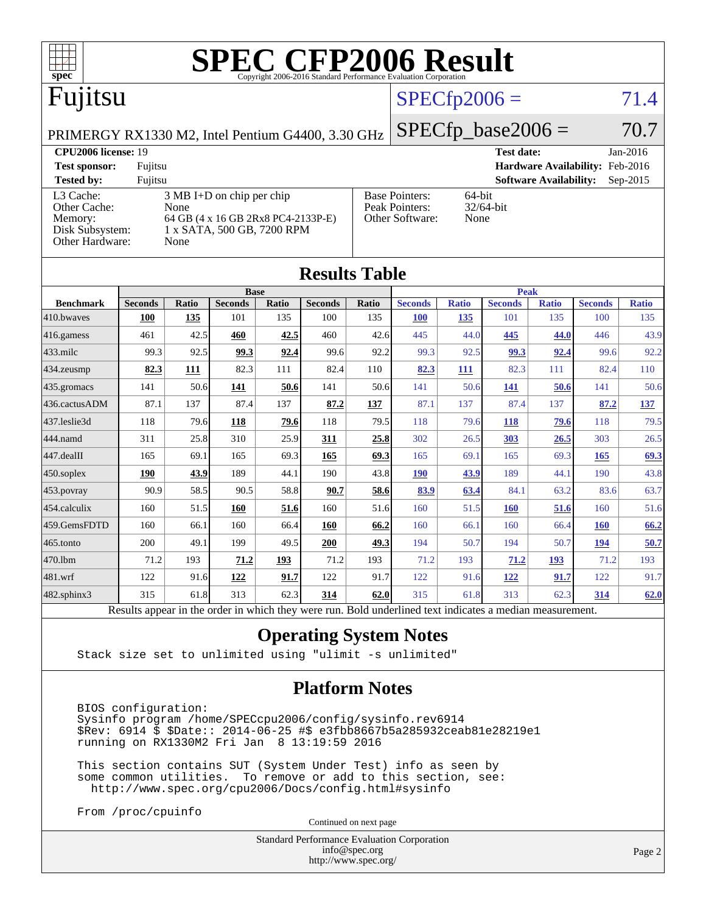# SPEC CFP2006 Result

Copyright 2006-2016 Standard Performance Evaluation Corporation

## Fujitsu

PRIMERGY RX1330 M2, Intel Pentium G4400, 3.30 GHz

SPECfp2006 = 71.4

SPECfp_base2006 = 70.7

| | | | |
|---|---|---|---|
| **CPU2006 license:** 19 | | **Test date:** | Jan-2016 |
| **Test sponsor:** | Fujitsu | **Hardware Availability:** | Feb-2016 |
| **Tested by:** | Fujitsu | **Software Availability:** | Sep-2015 |

| | |
|---|---|
| L3 Cache: | 3 MB I+D on chip per chip |
| Other Cache: | None |
| Memory: | 64 GB (4 x 16 GB 2Rx8 PC4-2133P-E) |
| Disk Subsystem: | 1 x SATA, 500 GB, 7200 RPM |
| Other Hardware: | None |

| | |
|---|---|
| Base Pointers: | 64-bit |
| Peak Pointers: | 32/64-bit |
| Other Software: | None |

## Results Table

| | Base | | | | | | Peak | | | | | |
|---|---|---|---|---|---|---|---|---|---|---|---|---|
| **Benchmark** | **Seconds** | **Ratio** | **Seconds** | **Ratio** | **Seconds** | **Ratio** | **Seconds** | **Ratio** | **Seconds** | **Ratio** | **Seconds** | **Ratio** |
| 410.bwaves | **100** | **135** | 101 | 135 | 100 | 135 | **100** | **135** | 101 | 135 | 100 | 135 |
| 416.gamess | 461 | 42.5 | **460** | **42.5** | 460 | 42.6 | 445 | 44.0 | **445** | **44.0** | 446 | 43.9 |
| 433.milc | 99.3 | 92.5 | **99.3** | **92.4** | 99.6 | 92.2 | 99.3 | 92.5 | **99.3** | **92.4** | 99.6 | 92.2 |
| 434.zeusmp | **82.3** | **111** | 82.3 | 111 | 82.4 | 110 | **82.3** | **111** | 82.3 | 111 | 82.4 | 110 |
| 435.gromacs | 141 | 50.6 | **141** | **50.6** | 141 | 50.6 | 141 | 50.6 | **141** | **50.6** | 141 | 50.6 |
| 436.cactusADM | 87.1 | 137 | 87.4 | 137 | **87.2** | **137** | 87.1 | 137 | 87.4 | 137 | **87.2** | **137** |
| 437.leslie3d | 118 | 79.6 | **118** | **79.6** | 118 | 79.5 | 118 | 79.6 | **118** | **79.6** | 118 | 79.5 |
| 444.namd | 311 | 25.8 | 310 | 25.9 | **311** | **25.8** | 302 | 26.5 | **303** | **26.5** | 303 | 26.5 |
| 447.dealII | 165 | 69.1 | 165 | 69.3 | **165** | **69.3** | 165 | 69.1 | 165 | 69.3 | **165** | **69.3** |
| 450.soplex | **190** | **43.9** | 189 | 44.1 | 190 | 43.8 | **190** | **43.9** | 189 | 44.1 | 190 | 43.8 |
| 453.povray | 90.9 | 58.5 | 90.5 | 58.8 | **90.7** | **58.6** | **83.9** | **63.4** | 84.1 | 63.2 | 83.6 | 63.7 |
| 454.calculix | 160 | 51.5 | **160** | **51.6** | 160 | 51.6 | 160 | 51.5 | **160** | **51.6** | 160 | 51.6 |
| 459.GemsFDTD | 160 | 66.1 | 160 | 66.4 | **160** | **66.2** | 160 | 66.1 | 160 | 66.4 | **160** | **66.2** |
| 465.tonto | 200 | 49.1 | 199 | 49.5 | **200** | **49.3** | 194 | 50.7 | 194 | 50.7 | **194** | **50.7** |
| 470.lbm | 71.2 | 193 | **71.2** | **193** | 71.2 | 193 | 71.2 | 193 | **71.2** | **193** | 71.2 | 193 |
| 481.wrf | 122 | 91.6 | **122** | **91.7** | 122 | 91.7 | 122 | 91.6 | **122** | **91.7** | 122 | 91.7 |
| 482.sphinx3 | 315 | 61.8 | 313 | 62.3 | **314** | **62.0** | 315 | 61.8 | 313 | 62.3 | **314** | **62.0** |

Results appear in the order in which they were run. Bold underlined text indicates a median measurement.

## Operating System Notes

```
Stack size set to unlimited using "ulimit -s unlimited"
```

## Platform Notes

```
BIOS configuration:
Sysinfo program /home/SPECcpu2006/config/sysinfo.rev6914
$Rev: 6914 $ $Date:: 2014-06-25 #$ e3fbb8667b5a285932ceab81e28219e1
running on RX1330M2 Fri Jan  8 13:19:59 2016

This section contains SUT (System Under Test) info as seen by
some common utilities.  To remove or add to this section, see:
  http://www.spec.org/cpu2006/Docs/config.html#sysinfo

From /proc/cpuinfo
```

Continued on next page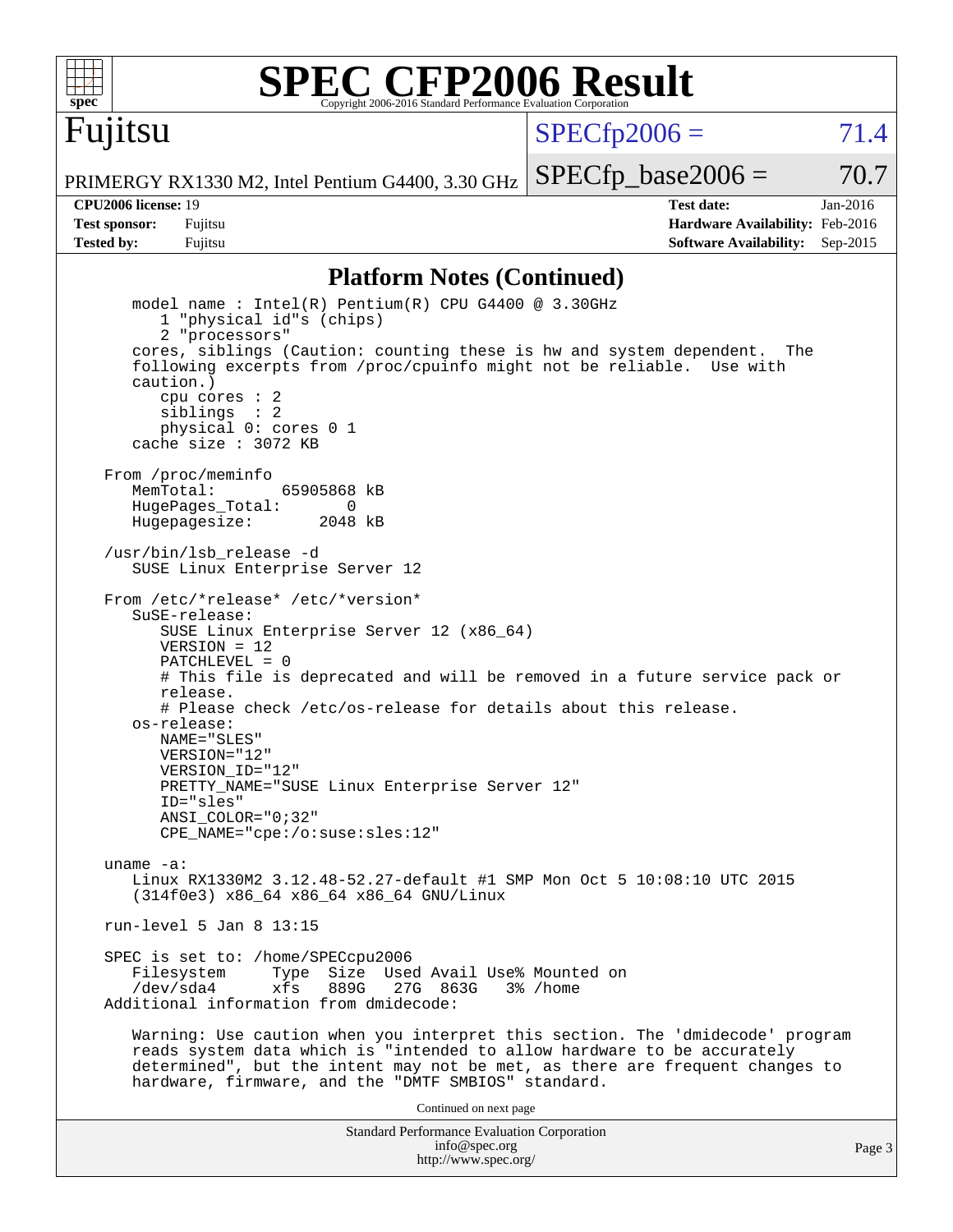## Platform Notes (Continued)

```
   model name : Intel(R) Pentium(R) CPU G4400 @ 3.30GHz
      1 "physical id"s (chips)
      2 "processors"
   cores, siblings (Caution: counting these is hw and system dependent.  The
   following excerpts from /proc/cpuinfo might not be reliable.  Use with
   caution.)
      cpu cores : 2
      siblings  : 2
      physical 0: cores 0 1
   cache size : 3072 KB

From /proc/meminfo
   MemTotal:       65905868 kB
   HugePages_Total:       0
   Hugepagesize:       2048 kB

/usr/bin/lsb_release -d
   SUSE Linux Enterprise Server 12

From /etc/*release* /etc/*version*
   SuSE-release:
      SUSE Linux Enterprise Server 12 (x86_64)
      VERSION = 12
      PATCHLEVEL = 0
      # This file is deprecated and will be removed in a future service pack or
      release.
      # Please check /etc/os-release for details about this release.
   os-release:
      NAME="SLES"
      VERSION="12"
      VERSION_ID="12"
      PRETTY_NAME="SUSE Linux Enterprise Server 12"
      ID="sles"
      ANSI_COLOR="0;32"
      CPE_NAME="cpe:/o:suse:sles:12"

uname -a:
   Linux RX1330M2 3.12.48-52.27-default #1 SMP Mon Oct 5 10:08:10 UTC 2015
   (314f0e3) x86_64 x86_64 x86_64 GNU/Linux

run-level 5 Jan 8 13:15

SPEC is set to: /home/SPECcpu2006
   Filesystem     Type  Size  Used Avail Use% Mounted on
   /dev/sda4      xfs   889G   27G  863G   3% /home
Additional information from dmidecode:

   Warning: Use caution when you interpret this section. The 'dmidecode' program
   reads system data which is "intended to allow hardware to be accurately
   determined", but the intent may not be met, as there are frequent changes to
   hardware, firmware, and the "DMTF SMBIOS" standard.
```

Continued on next page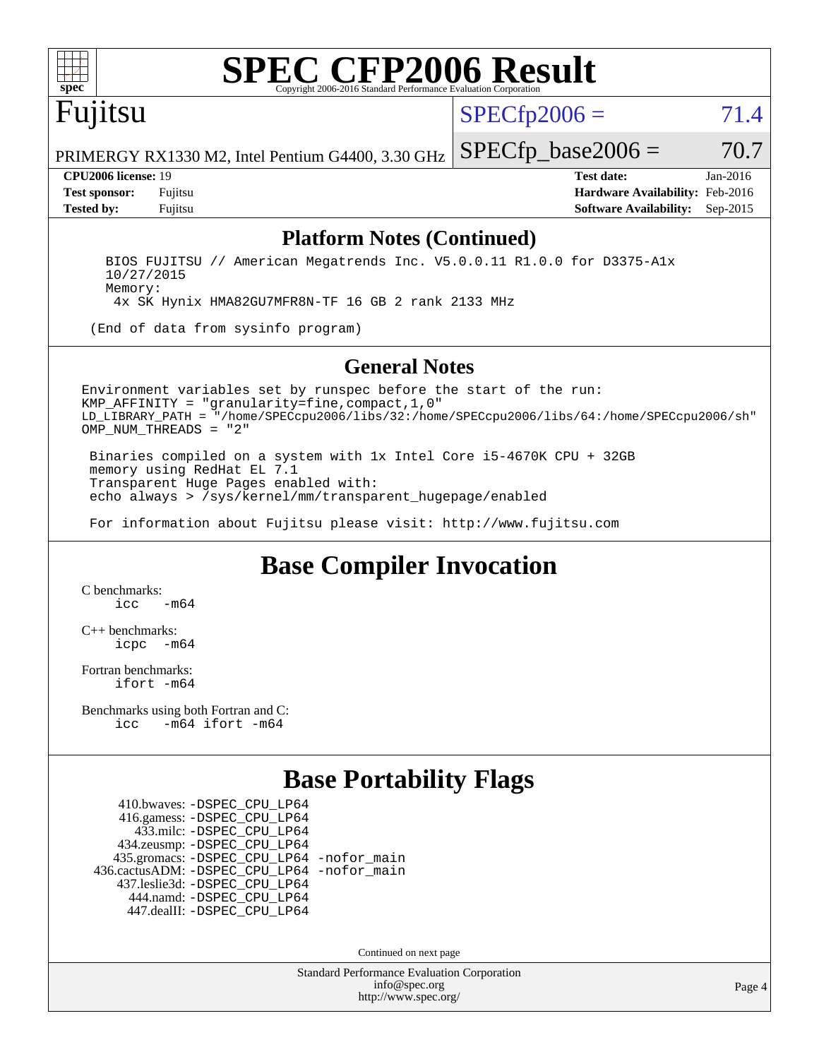# SPEC CFP2006 Result

## Fujitsu

PRIMERGY RX1330 M2, Intel Pentium G4400, 3.30 GHz

SPECfp2006 = 71.4

SPECfp_base2006 = 70.7

**CPU2006 license:** 19
**Test sponsor:** Fujitsu
**Tested by:** Fujitsu

**Test date:** Jan-2016
**Hardware Availability:** Feb-2016
**Software Availability:** Sep-2015

### Platform Notes (Continued)

```
  BIOS FUJITSU // American Megatrends Inc. V5.0.0.11 R1.0.0 for D3375-A1x
  10/27/2015
  Memory:
   4x SK Hynix HMA82GU7MFR8N-TF 16 GB 2 rank 2133 MHz

(End of data from sysinfo program)
```

### General Notes

```
Environment variables set by runspec before the start of the run:
KMP_AFFINITY = "granularity=fine,compact,1,0"
LD_LIBRARY_PATH = "/home/SPECcpu2006/libs/32:/home/SPECcpu2006/libs/64:/home/SPECcpu2006/sh"
OMP_NUM_THREADS = "2"

 Binaries compiled on a system with 1x Intel Core i5-4670K CPU + 32GB
 memory using RedHat EL 7.1
 Transparent Huge Pages enabled with:
 echo always > /sys/kernel/mm/transparent_hugepage/enabled

 For information about Fujitsu please visit: http://www.fujitsu.com
```

## Base Compiler Invocation

C benchmarks:
  icc   -m64

C++ benchmarks:
  icpc   -m64

Fortran benchmarks:
  ifort -m64

Benchmarks using both Fortran and C:
  icc   -m64 ifort -m64

## Base Portability Flags

410.bwaves: -DSPEC_CPU_LP64
416.gamess: -DSPEC_CPU_LP64
433.milc: -DSPEC_CPU_LP64
434.zeusmp: -DSPEC_CPU_LP64
435.gromacs: -DSPEC_CPU_LP64 -nofor_main
436.cactusADM: -DSPEC_CPU_LP64 -nofor_main
437.leslie3d: -DSPEC_CPU_LP64
444.namd: -DSPEC_CPU_LP64
447.dealII: -DSPEC_CPU_LP64

Continued on next page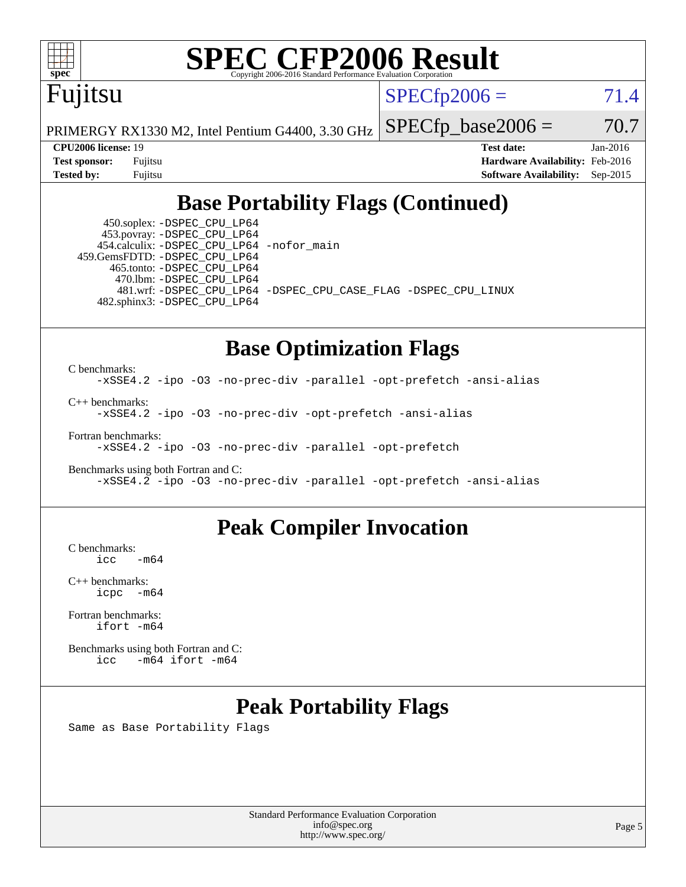## Base Portability Flags (Continued)

```
     450.soplex: -DSPEC_CPU_LP64
     453.povray: -DSPEC_CPU_LP64
   454.calculix: -DSPEC_CPU_LP64 -nofor_main
  459.GemsFDTD: -DSPEC_CPU_LP64
      465.tonto: -DSPEC_CPU_LP64
        470.lbm: -DSPEC_CPU_LP64
        481.wrf: -DSPEC_CPU_LP64 -DSPEC_CPU_CASE_FLAG -DSPEC_CPU_LINUX
    482.sphinx3: -DSPEC_CPU_LP64
```

## Base Optimization Flags

C benchmarks:

```
-xSSE4.2 -ipo -O3 -no-prec-div -parallel -opt-prefetch -ansi-alias
```

C++ benchmarks:

```
-xSSE4.2 -ipo -O3 -no-prec-div -opt-prefetch -ansi-alias
```

Fortran benchmarks:

```
-xSSE4.2 -ipo -O3 -no-prec-div -parallel -opt-prefetch
```

Benchmarks using both Fortran and C:

```
-xSSE4.2 -ipo -O3 -no-prec-div -parallel -opt-prefetch -ansi-alias
```

## Peak Compiler Invocation

C benchmarks:

```
icc   -m64
```

C++ benchmarks:

```
icpc  -m64
```

Fortran benchmarks:

```
ifort -m64
```

Benchmarks using both Fortran and C:

```
icc   -m64 ifort -m64
```

## Peak Portability Flags

Same as Base Portability Flags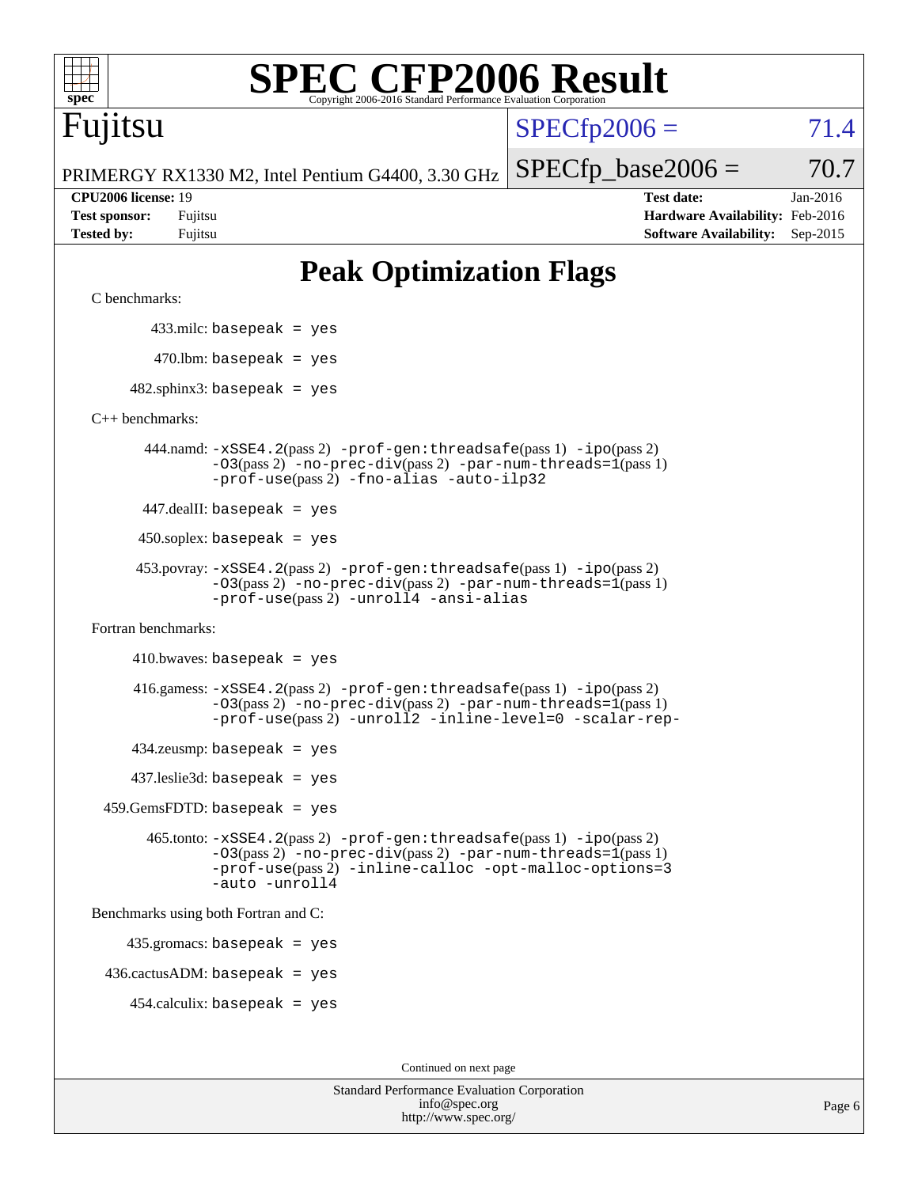# SPEC CFP2006 Result

Copyright 2006-2016 Standard Performance Evaluation Corporation

**Fujitsu**

PRIMERGY RX1330 M2, Intel Pentium G4400, 3.30 GHz

SPECfp2006 = 71.4

SPECfp_base2006 = 70.7

| | | | |
|---|---|---|---|
| **CPU2006 license:** 19 | | **Test date:** | Jan-2016 |
| **Test sponsor:** | Fujitsu | **Hardware Availability:** | Feb-2016 |
| **Tested by:** | Fujitsu | **Software Availability:** | Sep-2015 |

## Peak Optimization Flags

C benchmarks:

433.milc: basepeak = yes

470.lbm: basepeak = yes

482.sphinx3: basepeak = yes

C++ benchmarks:

444.namd: -xSSE4.2(pass 2) -prof-gen:threadsafe(pass 1) -ipo(pass 2) -O3(pass 2) -no-prec-div(pass 2) -par-num-threads=1(pass 1) -prof-use(pass 2) -fno-alias -auto-ilp32

447.dealII: basepeak = yes

450.soplex: basepeak = yes

453.povray: -xSSE4.2(pass 2) -prof-gen:threadsafe(pass 1) -ipo(pass 2) -O3(pass 2) -no-prec-div(pass 2) -par-num-threads=1(pass 1) -prof-use(pass 2) -unroll4 -ansi-alias

Fortran benchmarks:

410.bwaves: basepeak = yes

416.gamess: -xSSE4.2(pass 2) -prof-gen:threadsafe(pass 1) -ipo(pass 2) -O3(pass 2) -no-prec-div(pass 2) -par-num-threads=1(pass 1) -prof-use(pass 2) -unroll2 -inline-level=0 -scalar-rep-

434.zeusmp: basepeak = yes

437.leslie3d: basepeak = yes

459.GemsFDTD: basepeak = yes

465.tonto: -xSSE4.2(pass 2) -prof-gen:threadsafe(pass 1) -ipo(pass 2) -O3(pass 2) -no-prec-div(pass 2) -par-num-threads=1(pass 1) -prof-use(pass 2) -inline-calloc -opt-malloc-options=3 -auto -unroll4

Benchmarks using both Fortran and C:

435.gromacs: basepeak = yes

436.cactusADM: basepeak = yes

454.calculix: basepeak = yes

Continued on next page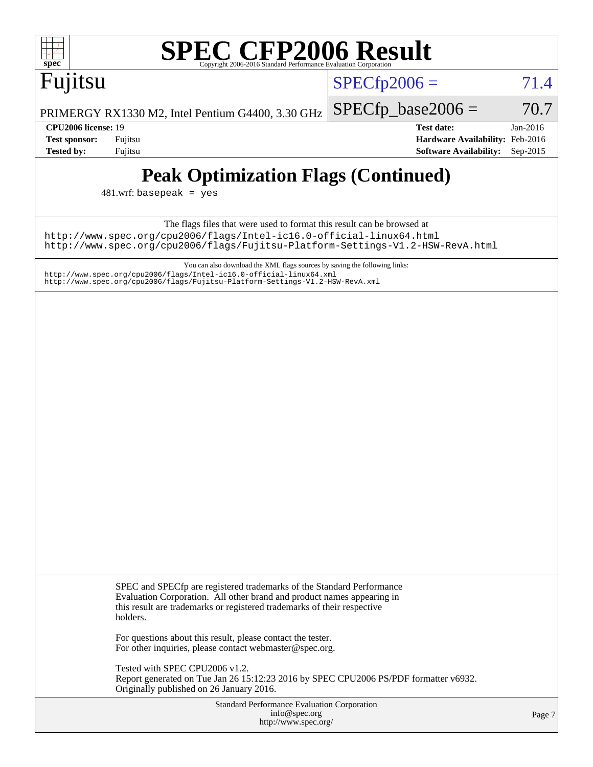# Peak Optimization Flags (Continued)

481.wrf: basepeak = yes

The flags files that were used to format this result can be browsed at
http://www.spec.org/cpu2006/flags/Intel-ic16.0-official-linux64.html
http://www.spec.org/cpu2006/flags/Fujitsu-Platform-Settings-V1.2-HSW-RevA.html

You can also download the XML flags sources by saving the following links:
http://www.spec.org/cpu2006/flags/Intel-ic16.0-official-linux64.xml
http://www.spec.org/cpu2006/flags/Fujitsu-Platform-Settings-V1.2-HSW-RevA.xml

SPEC and SPECfp are registered trademarks of the Standard Performance Evaluation Corporation. All other brand and product names appearing in this result are trademarks or registered trademarks of their respective holders.

For questions about this result, please contact the tester.
For other inquiries, please contact webmaster@spec.org.

Tested with SPEC CPU2006 v1.2.
Report generated on Tue Jan 26 15:12:23 2016 by SPEC CPU2006 PS/PDF formatter v6932.
Originally published on 26 January 2016.